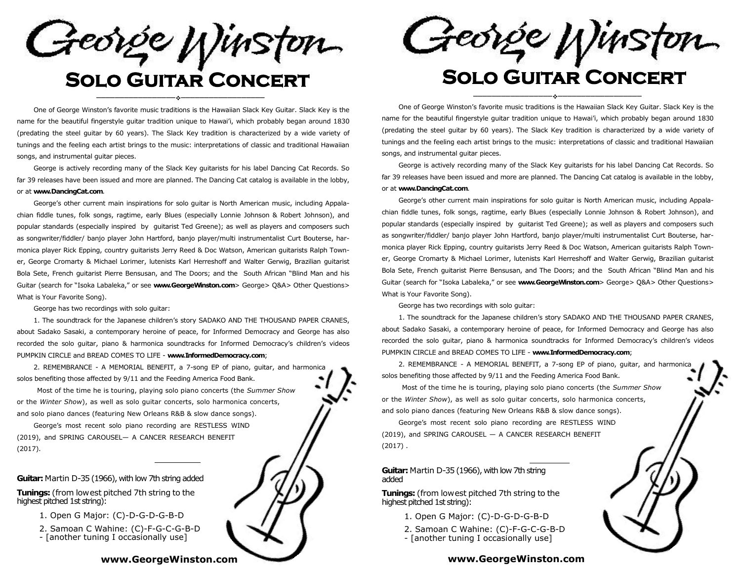# George Winston

## Solo Guitar Concert

One of George Winston's favorite music traditions is the Hawaiian Slack Key Guitar. Slack Key is the name for the beautiful fingerstyle guitar tradition unique to Hawai'i, which probably began around 1830 (predating the steel guitar by 60 years). The Slack Key tradition is characterized by a wide variety of tunings and the feeling each artist brings to the music: interpretations of classic and traditional Hawaiian songs, and instrumental guitar pieces.

George is actively recording many of the Slack Key guitarists for his label Dancing Cat Records. So far 39 releases have been issued and more are planned. The Dancing Cat catalog is available in the lobby, or at **www.DancingCat.com**.

George's other current main inspirations for solo guitar is North American music, including Appalachian fiddle tunes, folk songs, ragtime, early Blues (especially Lonnie Johnson & Robert Johnson), and popular standards (especially inspired by guitarist Ted Greene); as well as players and composers such as songwriter/fiddler/ banjo player John Hartford, banjo player/multi instrumentalist Curt Bouterse, harmonica player Rick Epping, country guitarists Jerry Reed & Doc Watson, American guitarists Ralph Towner, George Cromarty & Michael Lorimer, lutenists Karl Herreshoff and Walter Gerwig, Brazilian guitarist Bola Sete, French guitarist Pierre Bensusan, and The Doors; and the South African "Blind Man and his Guitar (search for "Isoka Labaleka," or see **www.GeorgeWinston.com**> George> Q&A> Other Questions> What is Your Favorite Song).

George has two recordings with solo guitar:

1. The soundtrack for the Japanese children's story SADAKO AND THE THOUSAND PAPER CRANES, about Sadako Sasaki, a contemporary heroine of peace, for Informed Democracy and George has also recorded the solo guitar, piano & harmonica soundtracks for Informed Democracy's children's videos PUMPKIN CIRCLE and BREAD COMES TO LIFE - **www.InformedDemocracy.com**;

2. REMEMBRANCE - A MEMORIAL BENEFIT, a 7-song EP of piano, guitar, and harmonica solos benefiting those affected by 9/11 and the Feeding America Food Bank.

Most of the time he is touring, playing solo piano concerts (the *Summer Show* or the *Winter Show*), as well as solo guitar concerts, solo harmonica concerts, and solo piano dances (featuring New Orleans R&B & slow dance songs).

George's most recent solo piano recording are RESTLESS WIND (2019), and SPRING CAROUSEL— A CANCER RESEARCH BENEFIT (2017).

---

**Guitar:** Martin D-35 (1966), with low 7th string added

**Tunings:** (from lowest pitched 7th string to the highest pitched 1st string):

1. Open G Major: (C)-D-G-D-G-B-D
2. Samoan C Wahine: (C)-F-G-C-G-B-D - [another tuning I occasionally use]

**www.GeorgeWinston.com**

# George Winston

## Solo Guitar Concert

One of George Winston's favorite music traditions is the Hawaiian Slack Key Guitar. Slack Key is the name for the beautiful fingerstyle guitar tradition unique to Hawai'i, which probably began around 1830 (predating the steel guitar by 60 years). The Slack Key tradition is characterized by a wide variety of tunings and the feeling each artist brings to the music: interpretations of classic and traditional Hawaiian songs, and instrumental guitar pieces.

George is actively recording many of the Slack Key guitarists for his label Dancing Cat Records. So far 39 releases have been issued and more are planned. The Dancing Cat catalog is available in the lobby, or at **www.DancingCat.com**.

George's other current main inspirations for solo guitar is North American music, including Appalachian fiddle tunes, folk songs, ragtime, early Blues (especially Lonnie Johnson & Robert Johnson), and popular standards (especially inspired by guitarist Ted Greene); as well as players and composers such as songwriter/fiddler/ banjo player John Hartford, banjo player/multi instrumentalist Curt Bouterse, harmonica player Rick Epping, country guitarists Jerry Reed & Doc Watson, American guitarists Ralph Towner, George Cromarty & Michael Lorimer, lutenists Karl Herreshoff and Walter Gerwig, Brazilian guitarist Bola Sete, French guitarist Pierre Bensusan, and The Doors; and the South African "Blind Man and his Guitar (search for "Isoka Labaleka," or see **www.GeorgeWinston.com**> George> Q&A> Other Questions> What is Your Favorite Song).

George has two recordings with solo guitar:

1. The soundtrack for the Japanese children's story SADAKO AND THE THOUSAND PAPER CRANES, about Sadako Sasaki, a contemporary heroine of peace, for Informed Democracy and George has also recorded the solo guitar, piano & harmonica soundtracks for Informed Democracy's children's videos PUMPKIN CIRCLE and BREAD COMES TO LIFE - **www.InformedDemocracy.com**;

2. REMEMBRANCE - A MEMORIAL BENEFIT, a 7-song EP of piano, guitar, and harmonica solos benefiting those affected by 9/11 and the Feeding America Food Bank.

Most of the time he is touring, playing solo piano concerts (the *Summer Show* or the *Winter Show*), as well as solo guitar concerts, solo harmonica concerts, and solo piano dances (featuring New Orleans R&B & slow dance songs).

George's most recent solo piano recording are RESTLESS WIND (2019), and SPRING CAROUSEL — A CANCER RESEARCH BENEFIT (2017) .

---

**Guitar:** Martin D-35 (1966), with low 7th string added

**Tunings:** (from lowest pitched 7th string to the highest pitched 1st string):

1. Open G Major: (C)-D-G-D-G-B-D
2. Samoan C Wahine: (C)-F-G-C-G-B-D - [another tuning I occasionally use]

**www.GeorgeWinston.com**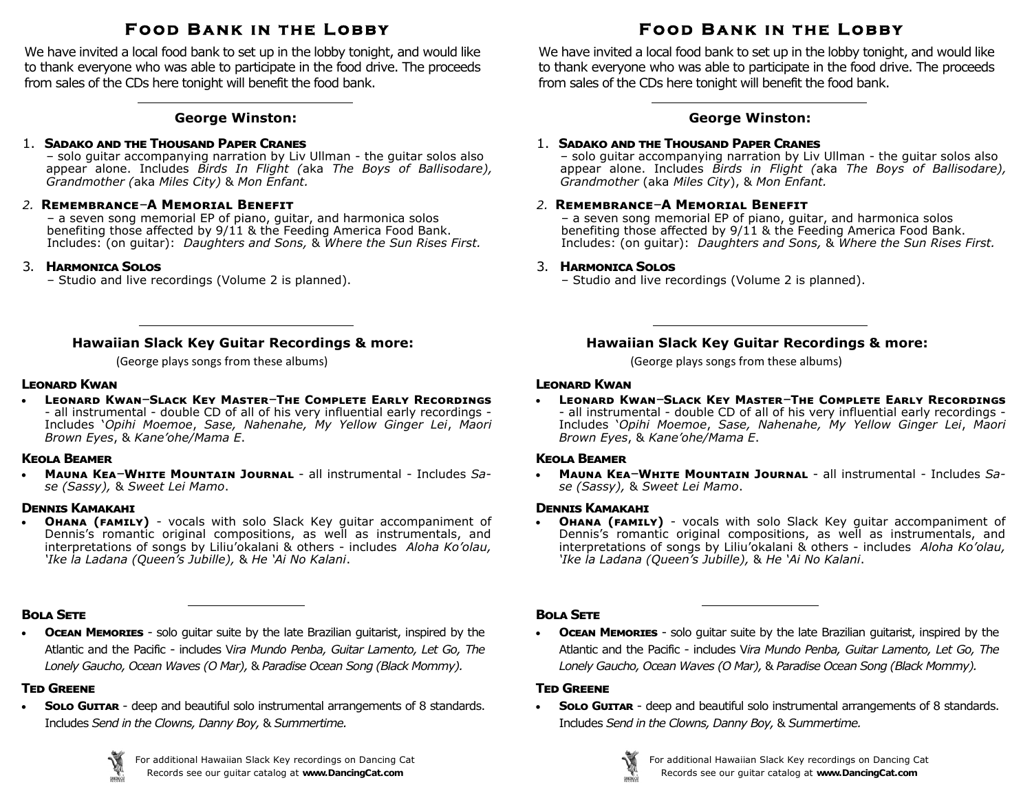# Food Bank in the Lobby

We have invited a local food bank to set up in the lobby tonight, and would like to thank everyone who was able to participate in the food drive. The proceeds from sales of the CDs here tonight will benefit the food bank.

---

## George Winston:

1. **Sadako and the Thousand Paper Cranes**
   – solo guitar accompanying narration by Liv Ullman - the guitar solos also appear alone. Includes *Birds In Flight (*aka *The Boys of Ballisodare), Grandmother (*aka *Miles City)* & *Mon Enfant.*

2. **Remembrance–A Memorial Benefit**
   – a seven song memorial EP of piano, guitar, and harmonica solos benefiting those affected by 9/11 & the Feeding America Food Bank. Includes: (on guitar): *Daughters and Sons,* & *Where the Sun Rises First.*

3. **Harmonica Solos**
   – Studio and live recordings (Volume 2 is planned).

---

## Hawaiian Slack Key Guitar Recordings & more:

(George plays songs from these albums)

### Leonard Kwan

- **Leonard Kwan–Slack Key Master–The Complete Early Recordings** - all instrumental - double CD of all of his very influential early recordings - Includes *'Opihi Moemoe*, *Sase, Nahenahe, My Yellow Ginger Lei*, *Maori Brown Eyes*, & *Kane'ohe/Mama E*.

### Keola Beamer

- **Mauna Kea–White Mountain Journal** - all instrumental - Includes *Sa-se (Sassy),* & *Sweet Lei Mamo*.

### Dennis Kamakahi

- **Ohana (family)** - vocals with solo Slack Key guitar accompaniment of Dennis's romantic original compositions, as well as instrumentals, and interpretations of songs by Liliu'okalani & others - includes *Aloha Ko'olau, 'Ike la Ladana (Queen's Jubille),* & *He 'Ai No Kalani*.

---

### Bola Sete

- **Ocean Memories** - solo guitar suite by the late Brazilian guitarist, inspired by the Atlantic and the Pacific - includes V*ira Mundo Penba, Guitar Lamento, Let Go, The Lonely Gaucho, Ocean Waves (O Mar),* & *Paradise Ocean Song (Black Mommy).*

### Ted Greene

- **Solo Guitar** - deep and beautiful solo instrumental arrangements of 8 standards. Includes *Send in the Clowns, Danny Boy,* & *Summertime.*

For additional Hawaiian Slack Key recordings on Dancing Cat Records see our guitar catalog at **www.DancingCat.com**

# Food Bank in the Lobby

We have invited a local food bank to set up in the lobby tonight, and would like to thank everyone who was able to participate in the food drive. The proceeds from sales of the CDs here tonight will benefit the food bank.

---

## George Winston:

1. **Sadako and the Thousand Paper Cranes**
   – solo guitar accompanying narration by Liv Ullman - the guitar solos also appear alone. Includes *Birds in Flight (*aka *The Boys of Ballisodare), Grandmother* (aka *Miles City*), & *Mon Enfant.*

2. **Remembrance–A Memorial Benefit**
   – a seven song memorial EP of piano, guitar, and harmonica solos benefiting those affected by 9/11 & the Feeding America Food Bank. Includes: (on guitar): *Daughters and Sons,* & *Where the Sun Rises First.*

3. **Harmonica Solos**
   – Studio and live recordings (Volume 2 is planned).

---

## Hawaiian Slack Key Guitar Recordings & more:

(George plays songs from these albums)

### Leonard Kwan

- **Leonard Kwan–Slack Key Master–The Complete Early Recordings** - all instrumental - double CD of all of his very influential early recordings - Includes *'Opihi Moemoe*, *Sase, Nahenahe, My Yellow Ginger Lei*, *Maori Brown Eyes*, & *Kane'ohe/Mama E*.

### Keola Beamer

- **Mauna Kea–White Mountain Journal** - all instrumental - Includes *Sa-se (Sassy),* & *Sweet Lei Mamo*.

### Dennis Kamakahi

- **Ohana (family)** - vocals with solo Slack Key guitar accompaniment of Dennis's romantic original compositions, as well as instrumentals, and interpretations of songs by Liliu'okalani & others - includes *Aloha Ko'olau, 'Ike la Ladana (Queen's Jubille),* & *He 'Ai No Kalani*.

---

### Bola Sete

- **Ocean Memories** - solo guitar suite by the late Brazilian guitarist, inspired by the Atlantic and the Pacific - includes V*ira Mundo Penba, Guitar Lamento, Let Go, The Lonely Gaucho, Ocean Waves (O Mar),* & *Paradise Ocean Song (Black Mommy).*

### Ted Greene

- **Solo Guitar** - deep and beautiful solo instrumental arrangements of 8 standards. Includes *Send in the Clowns, Danny Boy,* & *Summertime.*

For additional Hawaiian Slack Key recordings on Dancing Cat Records see our guitar catalog at **www.DancingCat.com**